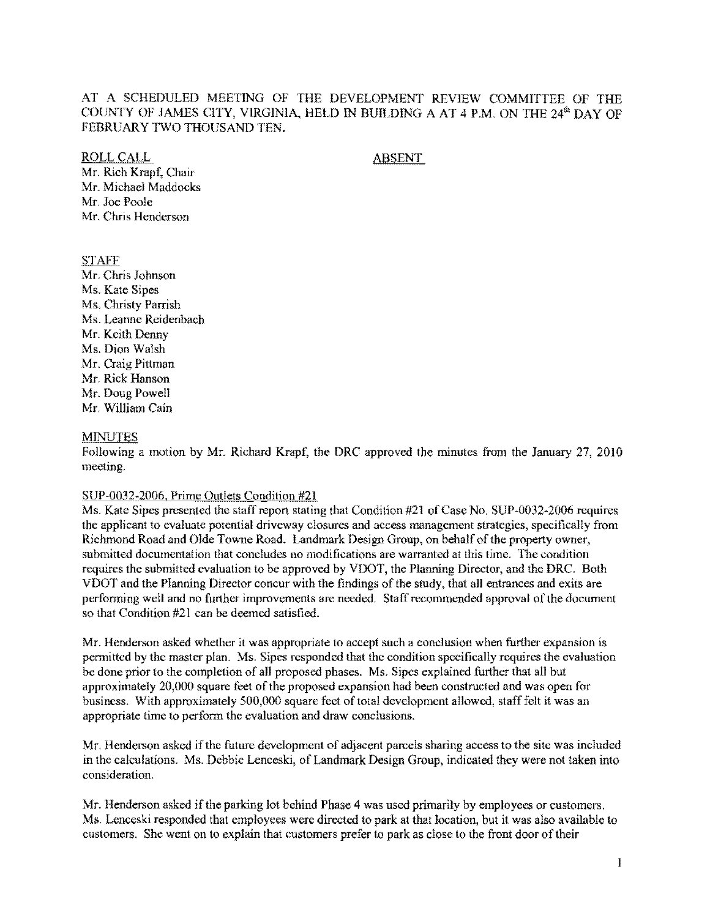AT A SCHEDULED MEETING OF THE DEVELOPMENT REVIEW COMMITTEE OF THE COUNTY OF JAMES CITY, VIRGINIA, HELD IN BUILDING A AT 4 P.M. ON THE 24th DAY OF FEBRUARY TWO THOUSAND TEN.

| ROLL CALL | ABSENT |
| --- | --- |
| Mr. Rich Krapf, Chair | |
| Mr. Michael Maddocks | |
| Mr. Joe Poole | |
| Mr. Chris Henderson | |

STAFF

Mr. Chris Johnson
Ms. Kate Sipes
Ms. Christy Parrish
Ms. Leanne Reidenbach
Mr. Keith Denny
Ms. Dion Walsh
Mr. Craig Pittman
Mr. Rick Hanson
Mr. Doug Powell
Mr. William Cain

MINUTES

Following a motion by Mr. Richard Krapf, the DRC approved the minutes from the January 27, 2010 meeting.

SUP-0032-2006, Prime Outlets Condition #21

Ms. Kate Sipes presented the staff report stating that Condition #21 of Case No. SUP-0032-2006 requires the applicant to evaluate potential driveway closures and access management strategies, specifically from Richmond Road and Olde Towne Road. Landmark Design Group, on behalf of the property owner, submitted documentation that concludes no modifications are warranted at this time. The condition requires the submitted evaluation to be approved by VDOT, the Planning Director, and the DRC. Both VDOT and the Planning Director concur with the findings of the study, that all entrances and exits are performing well and no further improvements are needed. Staff recommended approval of the document so that Condition #21 can be deemed satisfied.

Mr. Henderson asked whether it was appropriate to accept such a conclusion when further expansion is permitted by the master plan. Ms. Sipes responded that the condition specifically requires the evaluation be done prior to the completion of all proposed phases. Ms. Sipes explained further that all but approximately 20,000 square feet of the proposed expansion had been constructed and was open for business. With approximately 500,000 square feet of total development allowed, staff felt it was an appropriate time to perform the evaluation and draw conclusions.

Mr. Henderson asked if the future development of adjacent parcels sharing access to the site was included in the calculations. Ms. Debbie Lenceski, of Landmark Design Group, indicated they were not taken into consideration.

Mr. Henderson asked if the parking lot behind Phase 4 was used primarily by employees or customers. Ms. Lenceski responded that employees were directed to park at that location, but it was also available to customers. She went on to explain that customers prefer to park as close to the front door of their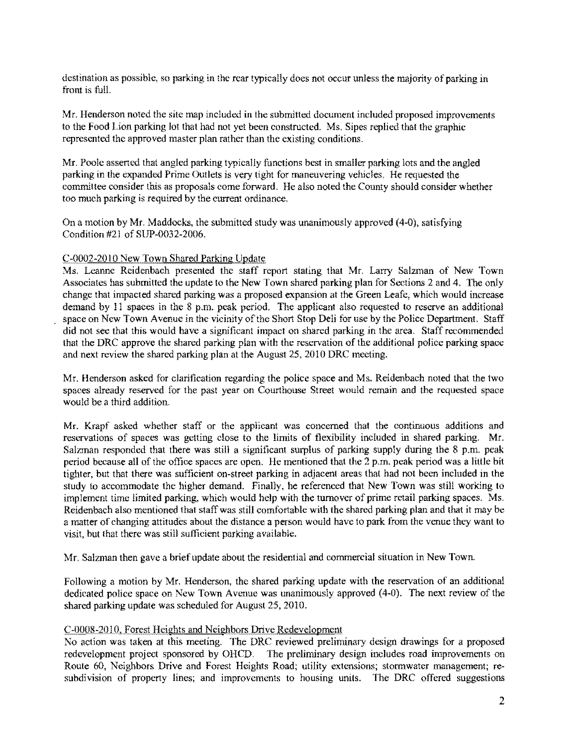destination as possible, so parking in the rear typically does not occur unless the majority of parking in front is full.

Mr. Henderson noted the site map included in the submitted document included proposed improvements to the Food Lion parking lot that had not yet been constructed. Ms. Sipes replied that the graphic represented the approved master plan rather than the existing conditions.

Mr. Poole asserted that angled parking typically functions best in smaller parking lots and the angled parking in the expanded Prime Outlets is very tight for maneuvering vehicles. He requested the committee consider this as proposals come forward. He also noted the County should consider whether too much parking is required by the current ordinance.

On a motion by Mr. Maddocks, the submitted study was unanimously approved (4-0), satisfying Condition #21 of SUP-0032-2006.

C-0002-2010 New Town Shared Parking Update

Ms. Leanne Reidenbach presented the staff report stating that Mr. Larry Salzman of New Town Associates has submitted the update to the New Town shared parking plan for Sections 2 and 4. The only change that impacted shared parking was a proposed expansion at the Green Leafe, which would increase demand by 11 spaces in the 8 p.m. peak period. The applicant also requested to reserve an additional space on New Town Avenue in the vicinity of the Short Stop Deli for use by the Police Department. Staff did not see that this would have a significant impact on shared parking in the area. Staff recommended that the DRC approve the shared parking plan with the reservation of the additional police parking space and next review the shared parking plan at the August 25, 2010 DRC meeting.

Mr. Henderson asked for clarification regarding the police space and Ms. Reidenbach noted that the two spaces already reserved for the past year on Courthouse Street would remain and the requested space would be a third addition.

Mr. Krapf asked whether staff or the applicant was concerned that the continuous additions and reservations of spaces was getting close to the limits of flexibility included in shared parking. Mr. Salzman responded that there was still a significant surplus of parking supply during the 8 p.m. peak period because all of the office spaces are open. He mentioned that the 2 p.m. peak period was a little bit tighter, but that there was sufficient on-street parking in adjacent areas that had not been included in the study to accommodate the higher demand. Finally, he referenced that New Town was still working to implement time limited parking, which would help with the turnover of prime retail parking spaces. Ms. Reidenbach also mentioned that staff was still comfortable with the shared parking plan and that it may be a matter of changing attitudes about the distance a person would have to park from the venue they want to visit, but that there was still sufficient parking available.

Mr. Salzman then gave a brief update about the residential and commercial situation in New Town.

Following a motion by Mr. Henderson, the shared parking update with the reservation of an additional dedicated police space on New Town Avenue was unanimously approved (4-0). The next review of the shared parking update was scheduled for August 25, 2010.

C-0008-2010, Forest Heights and Neighbors Drive Redevelopment

No action was taken at this meeting. The DRC reviewed preliminary design drawings for a proposed redevelopment project sponsored by OHCD. The preliminary design includes road improvements on Route 60, Neighbors Drive and Forest Heights Road; utility extensions; stormwater management; re-subdivision of property lines; and improvements to housing units. The DRC offered suggestions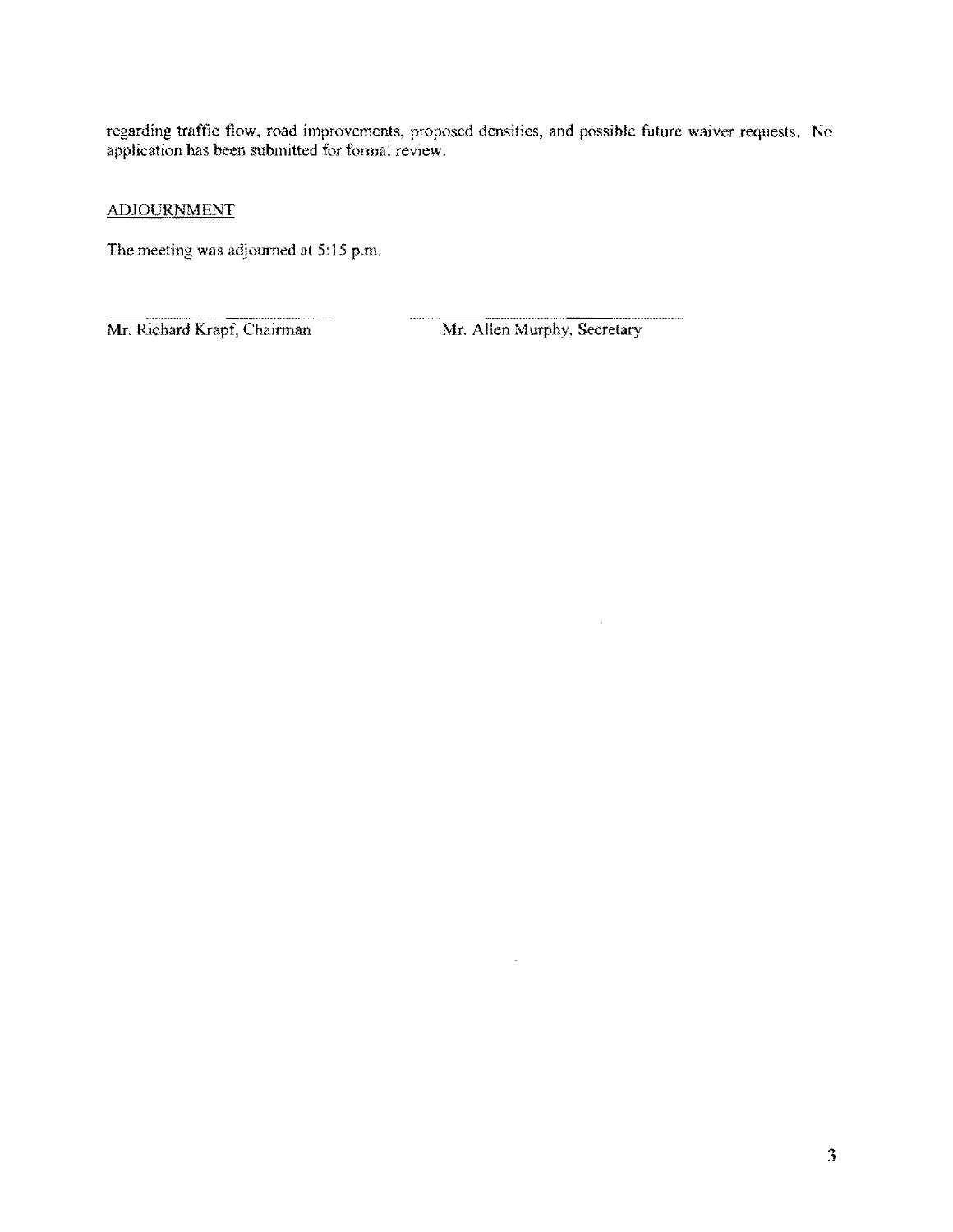regarding traffic flow, road improvements, proposed densities, and possible future waiver requests. No application has been submitted for formal review.

ADJOURNMENT

The meeting was adjourned at 5:15 p.m.

| | |
|---|---|
| Mr. Richard Krapf, Chairman | Mr. Allen Murphy, Secretary |